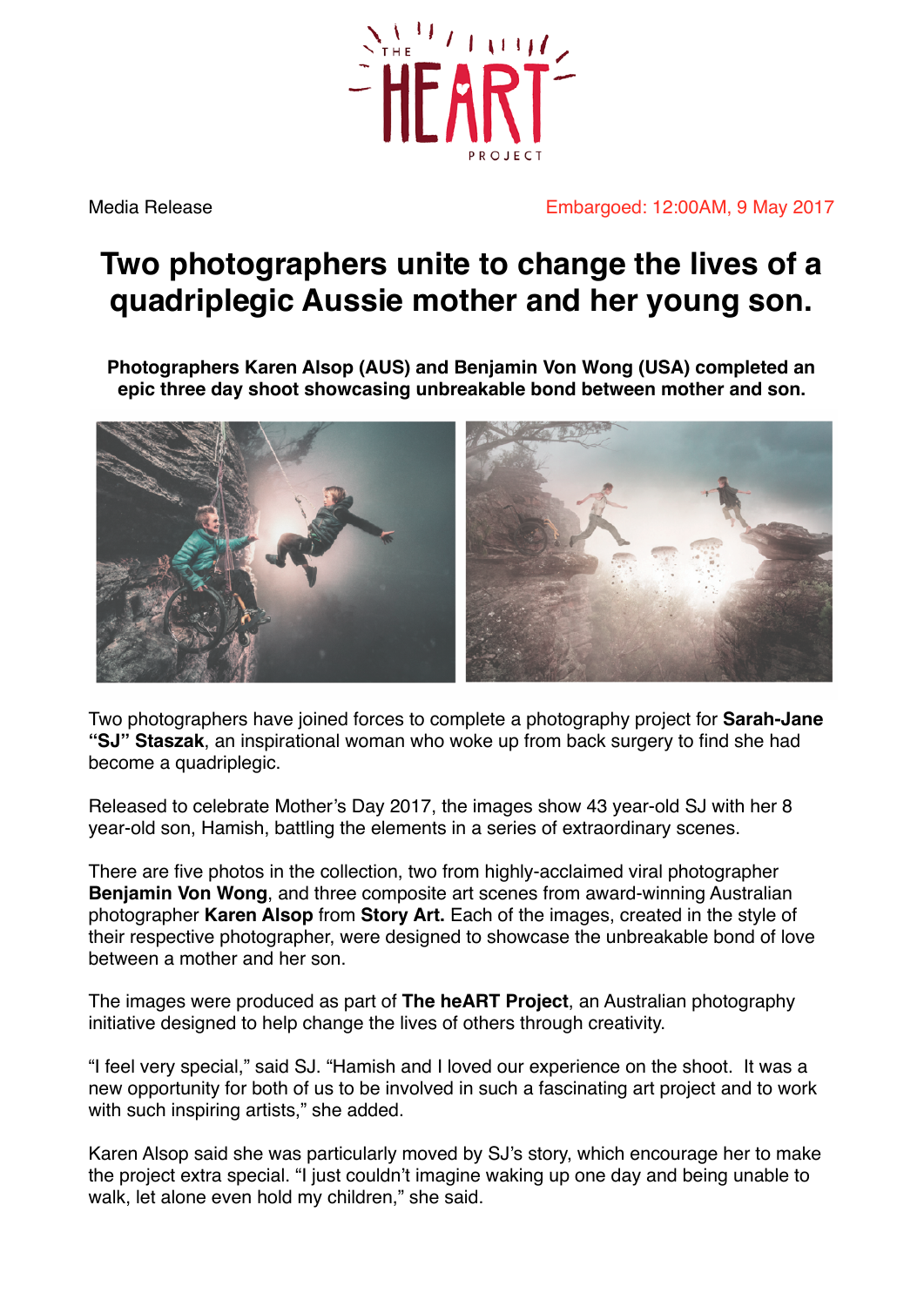Media Release

Embargoed: 12:00AM, 9 May 2017

# Two photographers unite to change the lives of a quadriplegic Aussie mother and her young son.

**Photographers Karen Alsop (AUS) and Benjamin Von Wong (USA) completed an epic three day shoot showcasing unbreakable bond between mother and son.**

Two photographers have joined forces to complete a photography project for **Sarah-Jane "SJ" Staszak**, an inspirational woman who woke up from back surgery to find she had become a quadriplegic.

Released to celebrate Mother's Day 2017, the images show 43 year-old SJ with her 8 year-old son, Hamish, battling the elements in a series of extraordinary scenes.

There are five photos in the collection, two from highly-acclaimed viral photographer **Benjamin Von Wong**, and three composite art scenes from award-winning Australian photographer **Karen Alsop** from **Story Art.** Each of the images, created in the style of their respective photographer, were designed to showcase the unbreakable bond of love between a mother and her son.

The images were produced as part of **The heART Project**, an Australian photography initiative designed to help change the lives of others through creativity.

"I feel very special," said SJ. "Hamish and I loved our experience on the shoot. It was a new opportunity for both of us to be involved in such a fascinating art project and to work with such inspiring artists," she added.

Karen Alsop said she was particularly moved by SJ's story, which encourage her to make the project extra special. "I just couldn't imagine waking up one day and being unable to walk, let alone even hold my children," she said.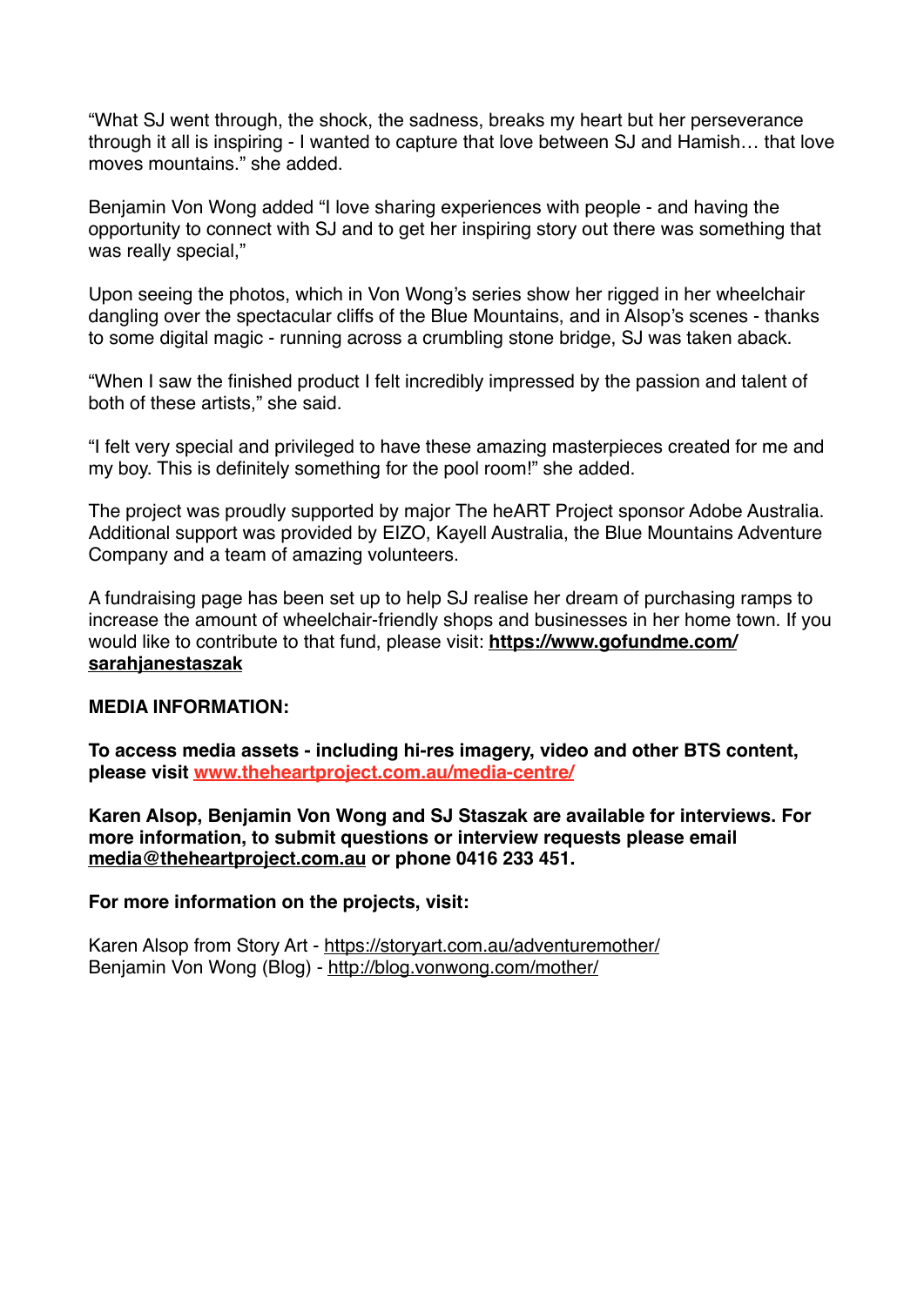"What SJ went through, the shock, the sadness, breaks my heart but her perseverance through it all is inspiring - I wanted to capture that love between SJ and Hamish… that love moves mountains." she added.

Benjamin Von Wong added "I love sharing experiences with people - and having the opportunity to connect with SJ and to get her inspiring story out there was something that was really special,"

Upon seeing the photos, which in Von Wong's series show her rigged in her wheelchair dangling over the spectacular cliffs of the Blue Mountains, and in Alsop's scenes - thanks to some digital magic - running across a crumbling stone bridge, SJ was taken aback.

"When I saw the finished product I felt incredibly impressed by the passion and talent of both of these artists," she said.

"I felt very special and privileged to have these amazing masterpieces created for me and my boy. This is definitely something for the pool room!" she added.

The project was proudly supported by major The heART Project sponsor Adobe Australia. Additional support was provided by EIZO, Kayell Australia, the Blue Mountains Adventure Company and a team of amazing volunteers.

A fundraising page has been set up to help SJ realise her dream of purchasing ramps to increase the amount of wheelchair-friendly shops and businesses in her home town. If you would like to contribute to that fund, please visit: **https://www.gofundme.com/sarahjanestaszak**

**MEDIA INFORMATION:**

**To access media assets - including hi-res imagery, video and other BTS content, please visit www.theheartproject.com.au/media-centre/**

**Karen Alsop, Benjamin Von Wong and SJ Staszak are available for interviews. For more information, to submit questions or interview requests please email media@theheartproject.com.au or phone 0416 233 451.**

**For more information on the projects, visit:**

Karen Alsop from Story Art - https://storyart.com.au/adventuremother/
Benjamin Von Wong (Blog) - http://blog.vonwong.com/mother/